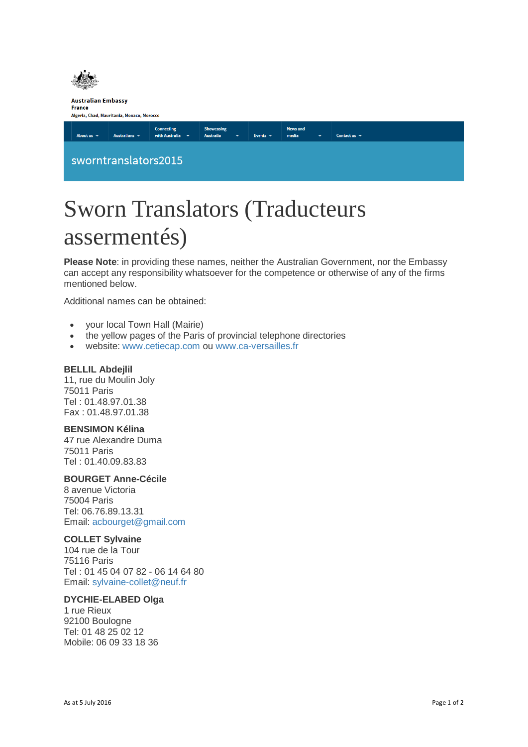Australian Embassy
France
Algeria, Chad, Mauritania, Monaco, Morocco

About us | Australians | Connecting with Australia | Showcasing Australia | Events | News and media | Contact us

sworntranslators2015

# Sworn Translators (Traducteurs assermentés)

**Please Note**: in providing these names, neither the Australian Government, nor the Embassy can accept any responsibility whatsoever for the competence or otherwise of any of the firms mentioned below.

Additional names can be obtained:

- your local Town Hall (Mairie)
- the yellow pages of the Paris of provincial telephone directories
- website: www.cetiecap.com ou www.ca-versailles.fr

**BELLIL Abdejlil**
11, rue du Moulin Joly
75011 Paris
Tel : 01.48.97.01.38
Fax : 01.48.97.01.38

**BENSIMON Kélina**
47 rue Alexandre Duma
75011 Paris
Tel : 01.40.09.83.83

**BOURGET Anne-Cécile**
8 avenue Victoria
75004 Paris
Tel: 06.76.89.13.31
Email: acbourget@gmail.com

**COLLET Sylvaine**
104 rue de la Tour
75116 Paris
Tel : 01 45 04 07 82 - 06 14 64 80
Email: sylvaine-collet@neuf.fr

**DYCHIE-ELABED Olga**
1 rue Rieux
92100 Boulogne
Tel: 01 48 25 02 12
Mobile: 06 09 33 18 36

As at 5 July 2016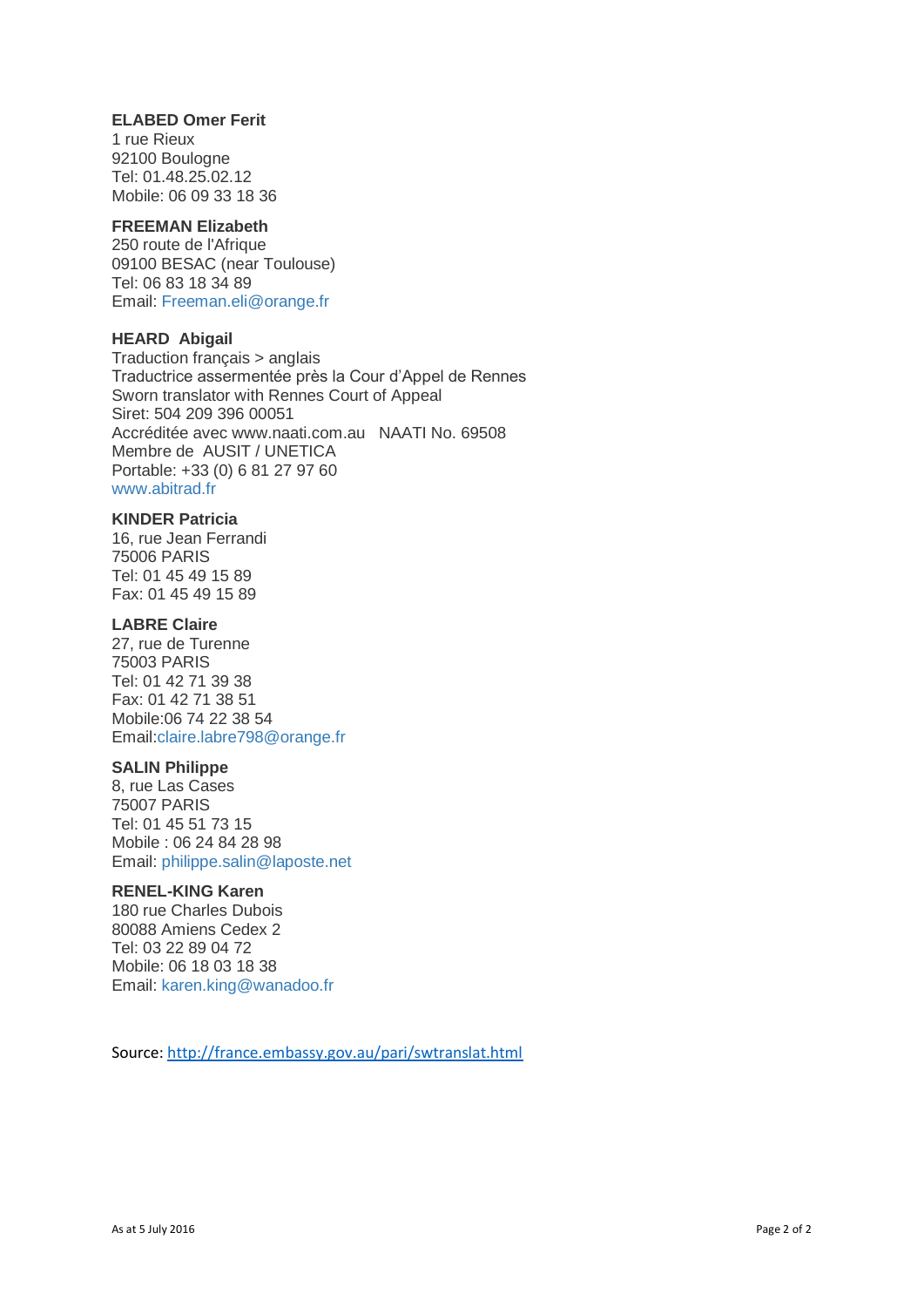**ELABED Omer Ferit**
1 rue Rieux
92100 Boulogne
Tel: 01.48.25.02.12
Mobile: 06 09 33 18 36

**FREEMAN Elizabeth**
250 route de l'Afrique
09100 BESAC (near Toulouse)
Tel: 06 83 18 34 89
Email: Freeman.eli@orange.fr

**HEARD Abigail**
Traduction français > anglais
Traductrice assermentée près la Cour d'Appel de Rennes
Sworn translator with Rennes Court of Appeal
Siret: 504 209 396 00051
Accréditée avec www.naati.com.au NAATI No. 69508
Membre de AUSIT / UNETICA
Portable: +33 (0) 6 81 27 97 60
www.abitrad.fr

**KINDER Patricia**
16, rue Jean Ferrandi
75006 PARIS
Tel: 01 45 49 15 89
Fax: 01 45 49 15 89

**LABRE Claire**
27, rue de Turenne
75003 PARIS
Tel: 01 42 71 39 38
Fax: 01 42 71 38 51
Mobile:06 74 22 38 54
Email:claire.labre798@orange.fr

**SALIN Philippe**
8, rue Las Cases
75007 PARIS
Tel: 01 45 51 73 15
Mobile : 06 24 84 28 98
Email: philippe.salin@laposte.net

**RENEL-KING Karen**
180 rue Charles Dubois
80088 Amiens Cedex 2
Tel: 03 22 89 04 72
Mobile: 06 18 03 18 38
Email: karen.king@wanadoo.fr

Source: http://france.embassy.gov.au/pari/swtranslat.html

As at 5 July 2016